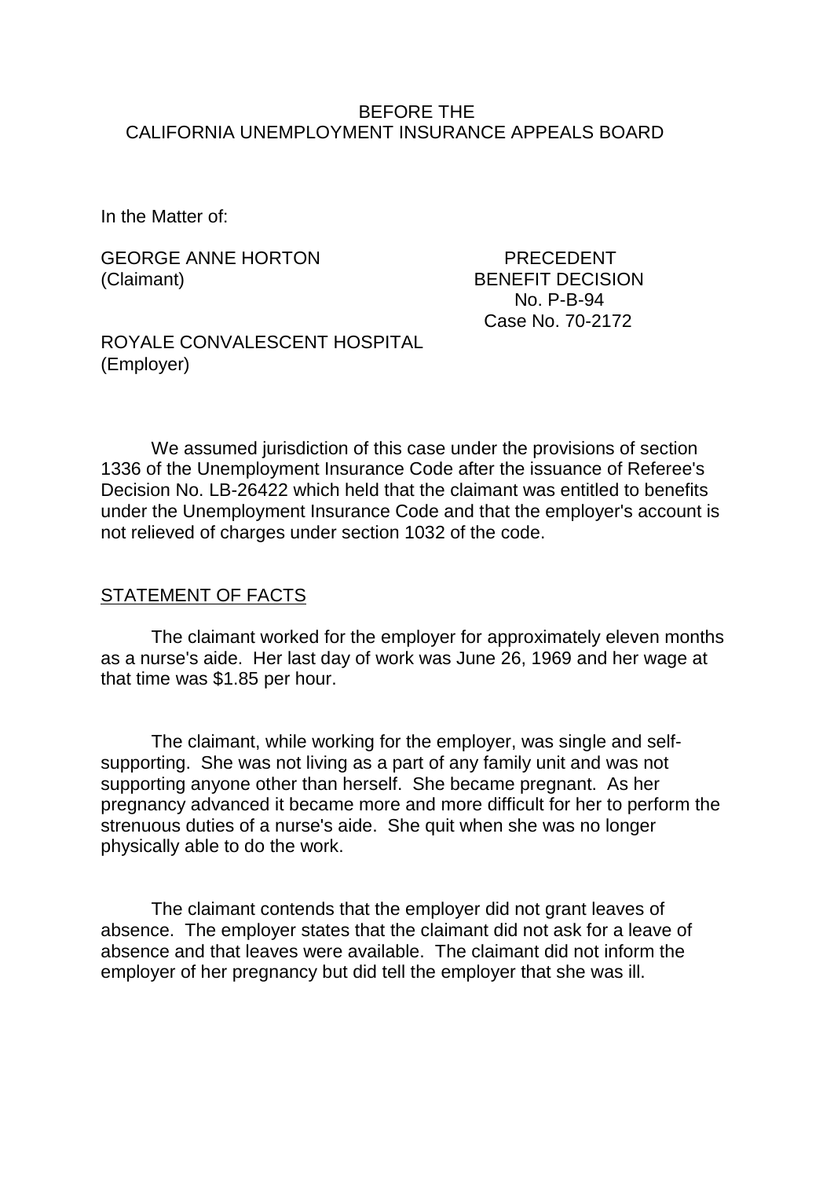BEFORE THE
CALIFORNIA UNEMPLOYMENT INSURANCE APPEALS BOARD

In the Matter of:

GEORGE ANNE HORTON
(Claimant)

PRECEDENT
BENEFIT DECISION
No. P-B-94
Case No. 70-2172

ROYALE CONVALESCENT HOSPITAL
(Employer)

We assumed jurisdiction of this case under the provisions of section 1336 of the Unemployment Insurance Code after the issuance of Referee's Decision No. LB-26422 which held that the claimant was entitled to benefits under the Unemployment Insurance Code and that the employer's account is not relieved of charges under section 1032 of the code.

## STATEMENT OF FACTS

The claimant worked for the employer for approximately eleven months as a nurse's aide. Her last day of work was June 26, 1969 and her wage at that time was $1.85 per hour.

The claimant, while working for the employer, was single and self-supporting. She was not living as a part of any family unit and was not supporting anyone other than herself. She became pregnant. As her pregnancy advanced it became more and more difficult for her to perform the strenuous duties of a nurse's aide. She quit when she was no longer physically able to do the work.

The claimant contends that the employer did not grant leaves of absence. The employer states that the claimant did not ask for a leave of absence and that leaves were available. The claimant did not inform the employer of her pregnancy but did tell the employer that she was ill.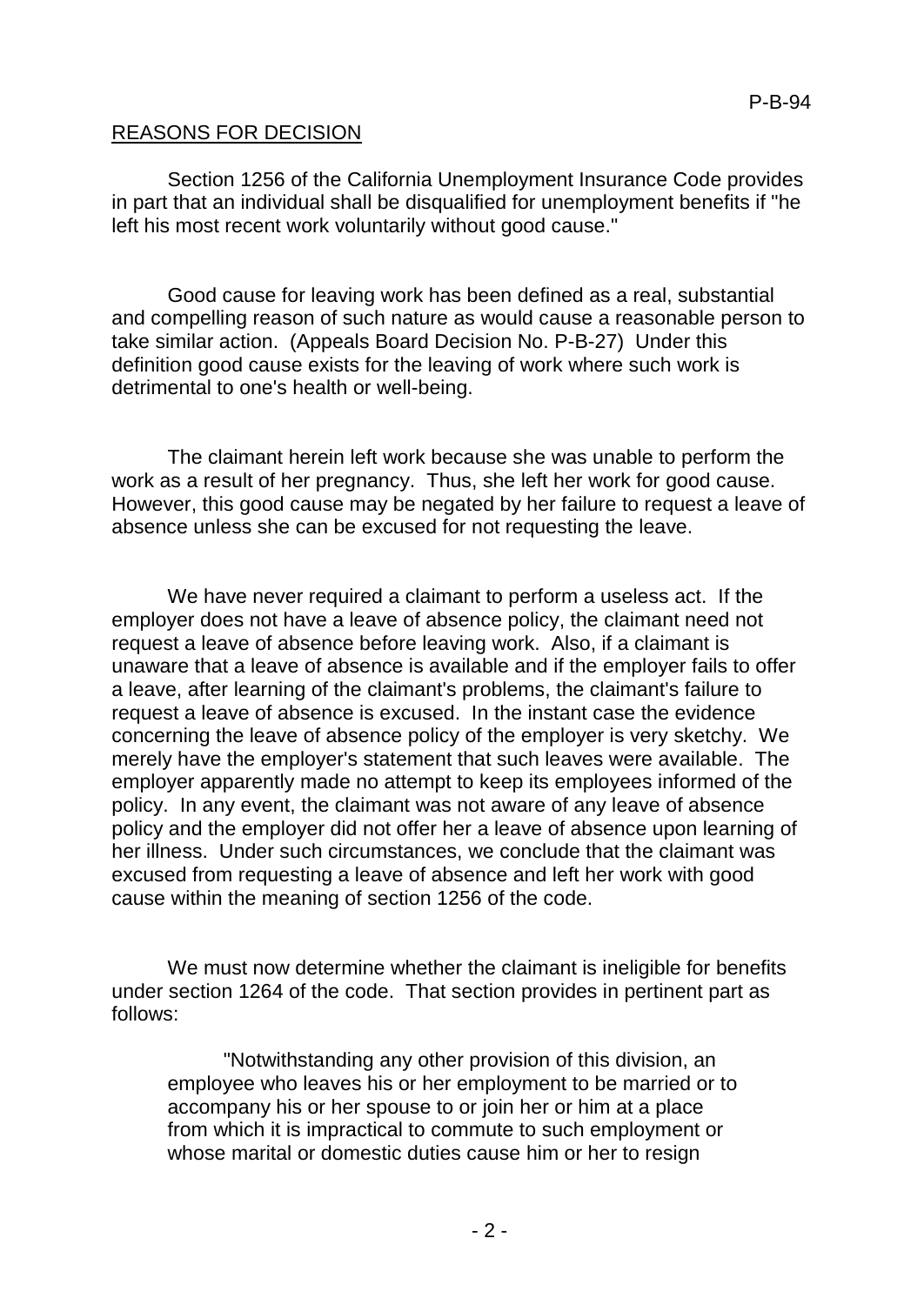## REASONS FOR DECISION

Section 1256 of the California Unemployment Insurance Code provides in part that an individual shall be disqualified for unemployment benefits if "he left his most recent work voluntarily without good cause."

Good cause for leaving work has been defined as a real, substantial and compelling reason of such nature as would cause a reasonable person to take similar action. (Appeals Board Decision No. P-B-27) Under this definition good cause exists for the leaving of work where such work is detrimental to one's health or well-being.

The claimant herein left work because she was unable to perform the work as a result of her pregnancy. Thus, she left her work for good cause. However, this good cause may be negated by her failure to request a leave of absence unless she can be excused for not requesting the leave.

We have never required a claimant to perform a useless act. If the employer does not have a leave of absence policy, the claimant need not request a leave of absence before leaving work. Also, if a claimant is unaware that a leave of absence is available and if the employer fails to offer a leave, after learning of the claimant's problems, the claimant's failure to request a leave of absence is excused. In the instant case the evidence concerning the leave of absence policy of the employer is very sketchy. We merely have the employer's statement that such leaves were available. The employer apparently made no attempt to keep its employees informed of the policy. In any event, the claimant was not aware of any leave of absence policy and the employer did not offer her a leave of absence upon learning of her illness. Under such circumstances, we conclude that the claimant was excused from requesting a leave of absence and left her work with good cause within the meaning of section 1256 of the code.

We must now determine whether the claimant is ineligible for benefits under section 1264 of the code. That section provides in pertinent part as follows:

> "Notwithstanding any other provision of this division, an employee who leaves his or her employment to be married or to accompany his or her spouse to or join her or him at a place from which it is impractical to commute to such employment or whose marital or domestic duties cause him or her to resign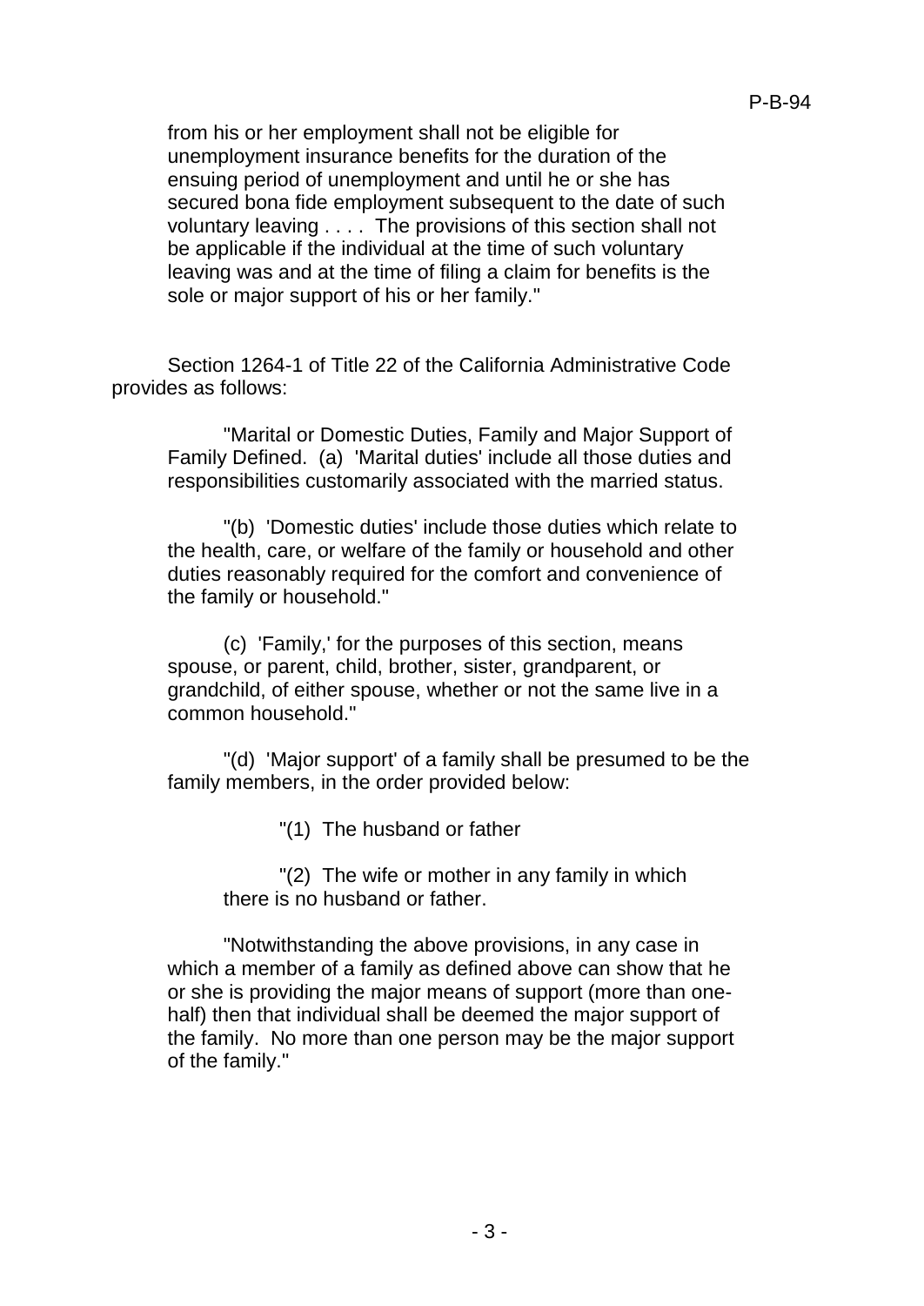from his or her employment shall not be eligible for unemployment insurance benefits for the duration of the ensuing period of unemployment and until he or she has secured bona fide employment subsequent to the date of such voluntary leaving . . . . The provisions of this section shall not be applicable if the individual at the time of such voluntary leaving was and at the time of filing a claim for benefits is the sole or major support of his or her family."

Section 1264-1 of Title 22 of the California Administrative Code provides as follows:

> "Marital or Domestic Duties, Family and Major Support of Family Defined. (a) 'Marital duties' include all those duties and responsibilities customarily associated with the married status.
>
> "(b) 'Domestic duties' include those duties which relate to the health, care, or welfare of the family or household and other duties reasonably required for the comfort and convenience of the family or household."
>
> (c) 'Family,' for the purposes of this section, means spouse, or parent, child, brother, sister, grandparent, or grandchild, of either spouse, whether or not the same live in a common household."
>
> "(d) 'Major support' of a family shall be presumed to be the family members, in the order provided below:
>
> > "(1) The husband or father
> >
> > "(2) The wife or mother in any family in which there is no husband or father.
>
> "Notwithstanding the above provisions, in any case in which a member of a family as defined above can show that he or she is providing the major means of support (more than one-half) then that individual shall be deemed the major support of the family. No more than one person may be the major support of the family."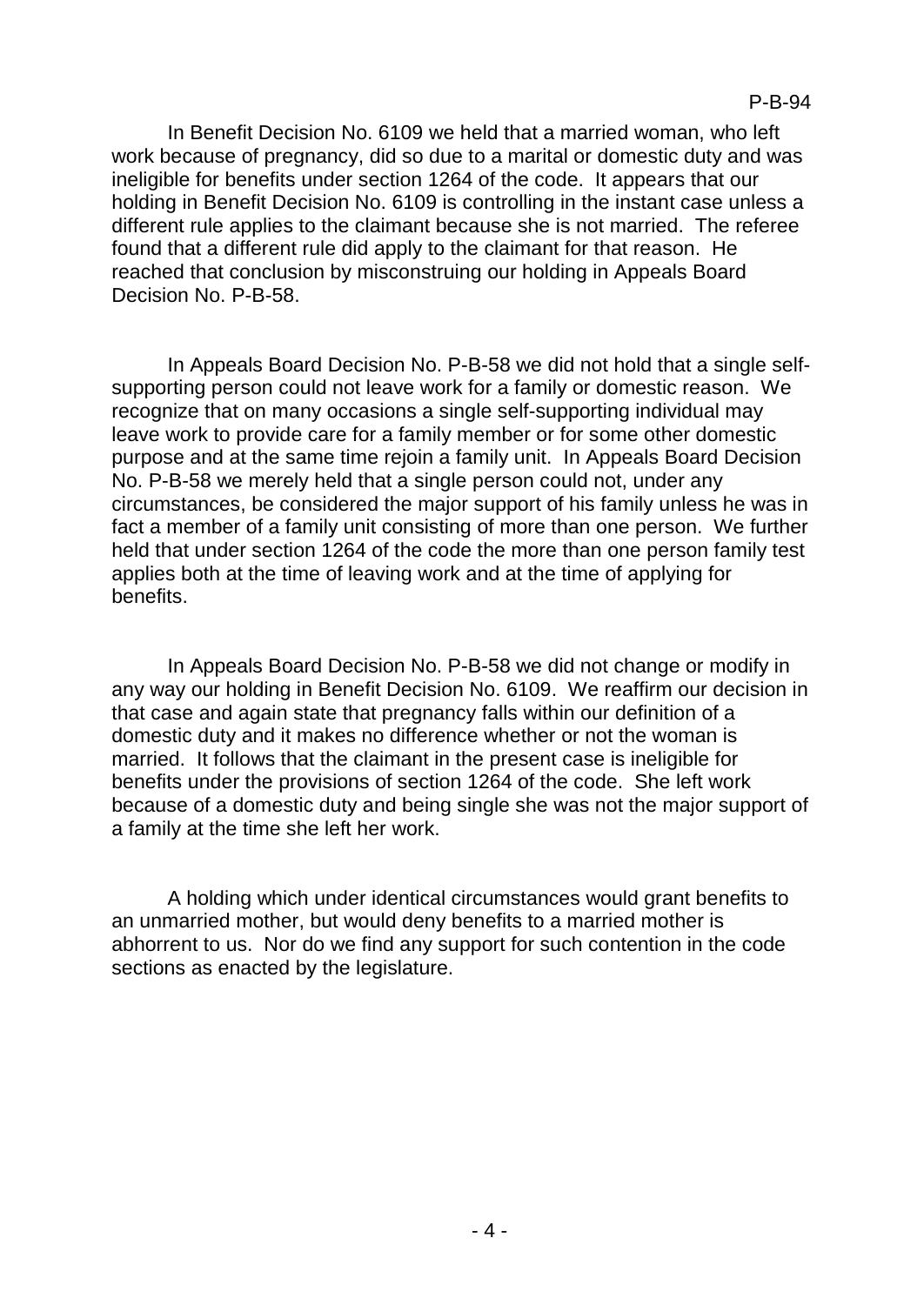In Benefit Decision No. 6109 we held that a married woman, who left work because of pregnancy, did so due to a marital or domestic duty and was ineligible for benefits under section 1264 of the code. It appears that our holding in Benefit Decision No. 6109 is controlling in the instant case unless a different rule applies to the claimant because she is not married. The referee found that a different rule did apply to the claimant for that reason. He reached that conclusion by misconstruing our holding in Appeals Board Decision No. P-B-58.

In Appeals Board Decision No. P-B-58 we did not hold that a single self-supporting person could not leave work for a family or domestic reason. We recognize that on many occasions a single self-supporting individual may leave work to provide care for a family member or for some other domestic purpose and at the same time rejoin a family unit. In Appeals Board Decision No. P-B-58 we merely held that a single person could not, under any circumstances, be considered the major support of his family unless he was in fact a member of a family unit consisting of more than one person. We further held that under section 1264 of the code the more than one person family test applies both at the time of leaving work and at the time of applying for benefits.

In Appeals Board Decision No. P-B-58 we did not change or modify in any way our holding in Benefit Decision No. 6109. We reaffirm our decision in that case and again state that pregnancy falls within our definition of a domestic duty and it makes no difference whether or not the woman is married. It follows that the claimant in the present case is ineligible for benefits under the provisions of section 1264 of the code. She left work because of a domestic duty and being single she was not the major support of a family at the time she left her work.

A holding which under identical circumstances would grant benefits to an unmarried mother, but would deny benefits to a married mother is abhorrent to us. Nor do we find any support for such contention in the code sections as enacted by the legislature.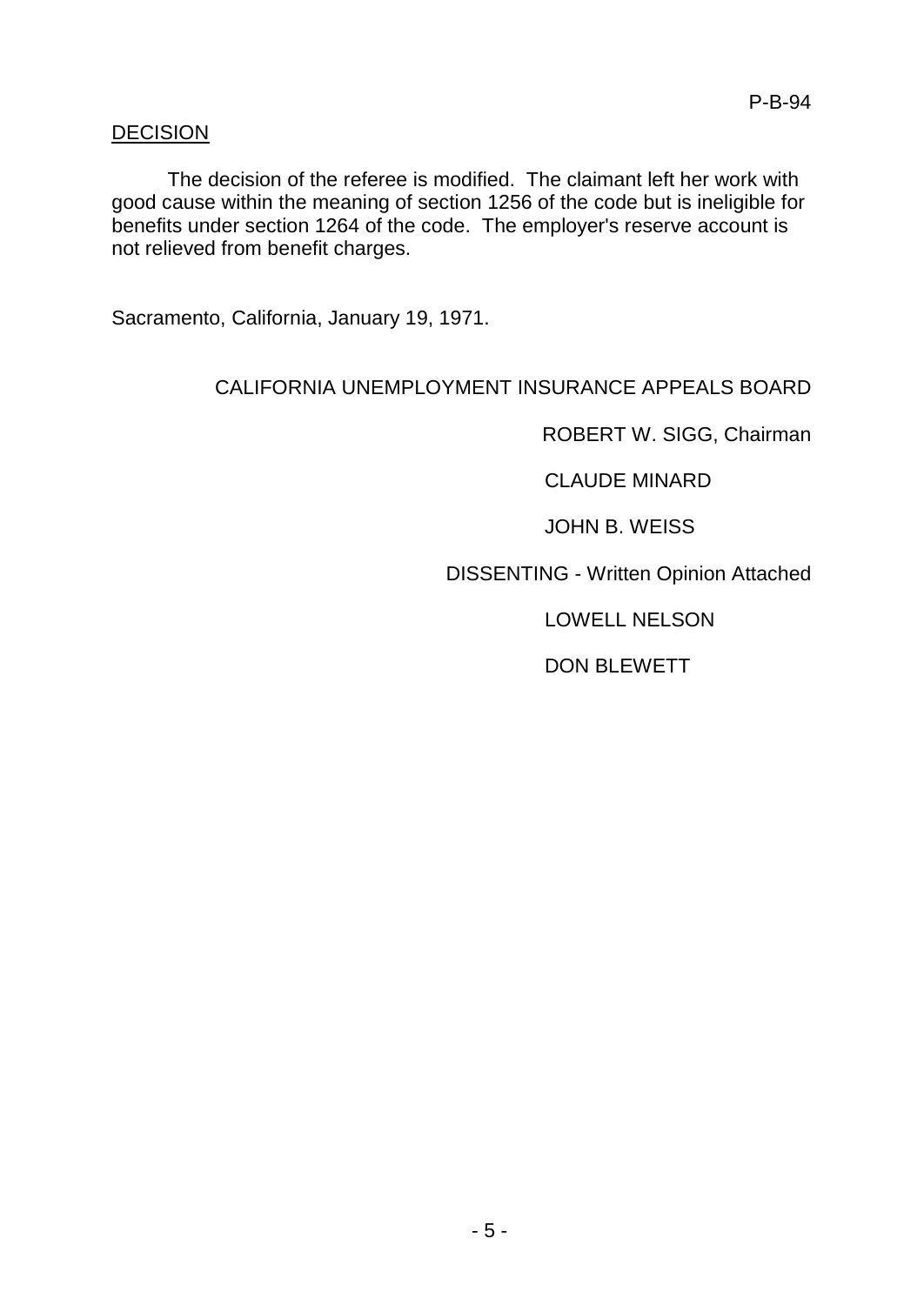## DECISION

The decision of the referee is modified. The claimant left her work with good cause within the meaning of section 1256 of the code but is ineligible for benefits under section 1264 of the code. The employer's reserve account is not relieved from benefit charges.

Sacramento, California, January 19, 1971.

CALIFORNIA UNEMPLOYMENT INSURANCE APPEALS BOARD

ROBERT W. SIGG, Chairman

CLAUDE MINARD

JOHN B. WEISS

DISSENTING - Written Opinion Attached

LOWELL NELSON

DON BLEWETT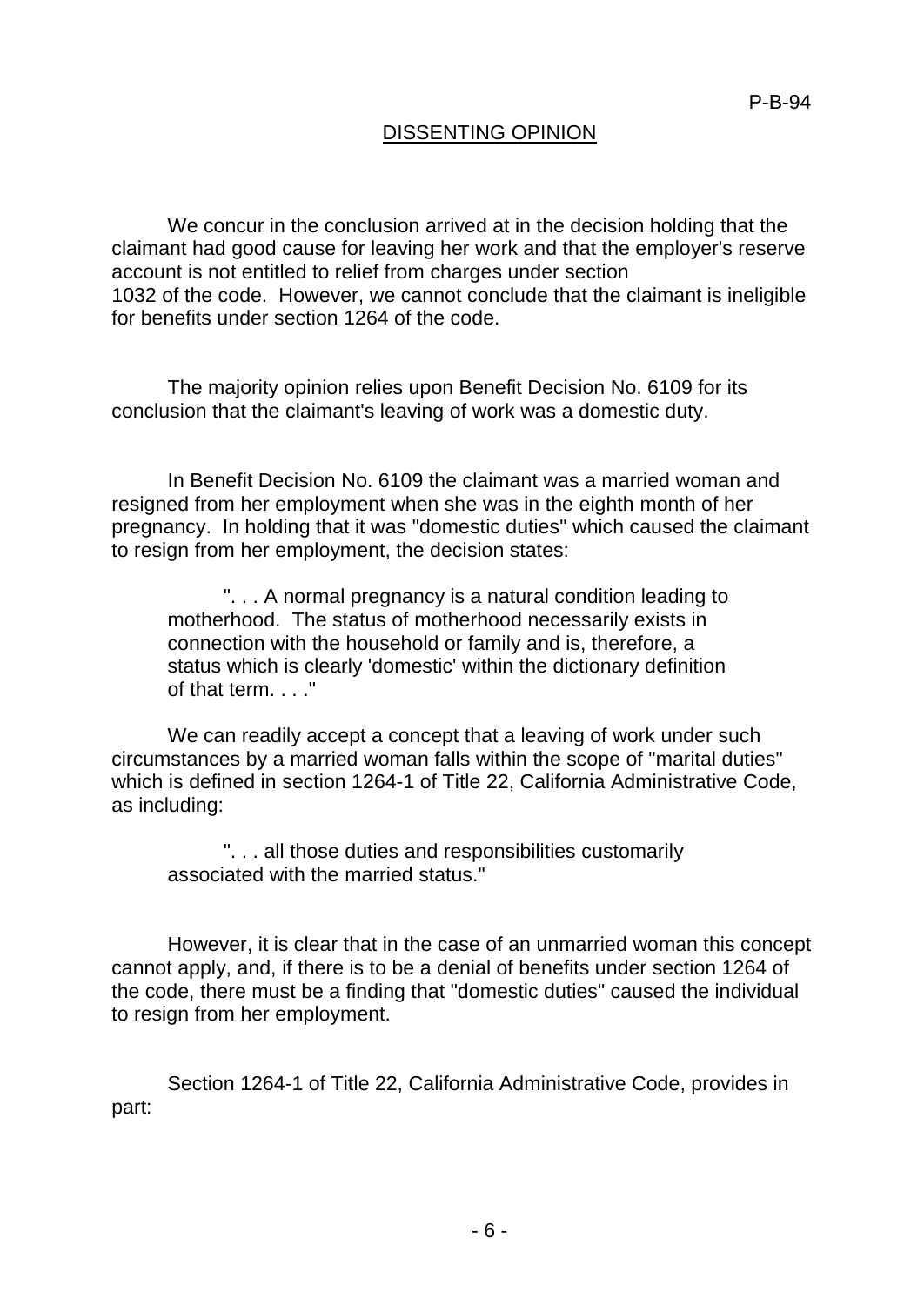## DISSENTING OPINION

We concur in the conclusion arrived at in the decision holding that the claimant had good cause for leaving her work and that the employer's reserve account is not entitled to relief from charges under section 1032 of the code. However, we cannot conclude that the claimant is ineligible for benefits under section 1264 of the code.

The majority opinion relies upon Benefit Decision No. 6109 for its conclusion that the claimant's leaving of work was a domestic duty.

In Benefit Decision No. 6109 the claimant was a married woman and resigned from her employment when she was in the eighth month of her pregnancy. In holding that it was "domestic duties" which caused the claimant to resign from her employment, the decision states:

> ". . . A normal pregnancy is a natural condition leading to motherhood. The status of motherhood necessarily exists in connection with the household or family and is, therefore, a status which is clearly 'domestic' within the dictionary definition of that term. . . ."

We can readily accept a concept that a leaving of work under such circumstances by a married woman falls within the scope of "marital duties" which is defined in section 1264-1 of Title 22, California Administrative Code, as including:

> ". . . all those duties and responsibilities customarily associated with the married status."

However, it is clear that in the case of an unmarried woman this concept cannot apply, and, if there is to be a denial of benefits under section 1264 of the code, there must be a finding that "domestic duties" caused the individual to resign from her employment.

Section 1264-1 of Title 22, California Administrative Code, provides in part: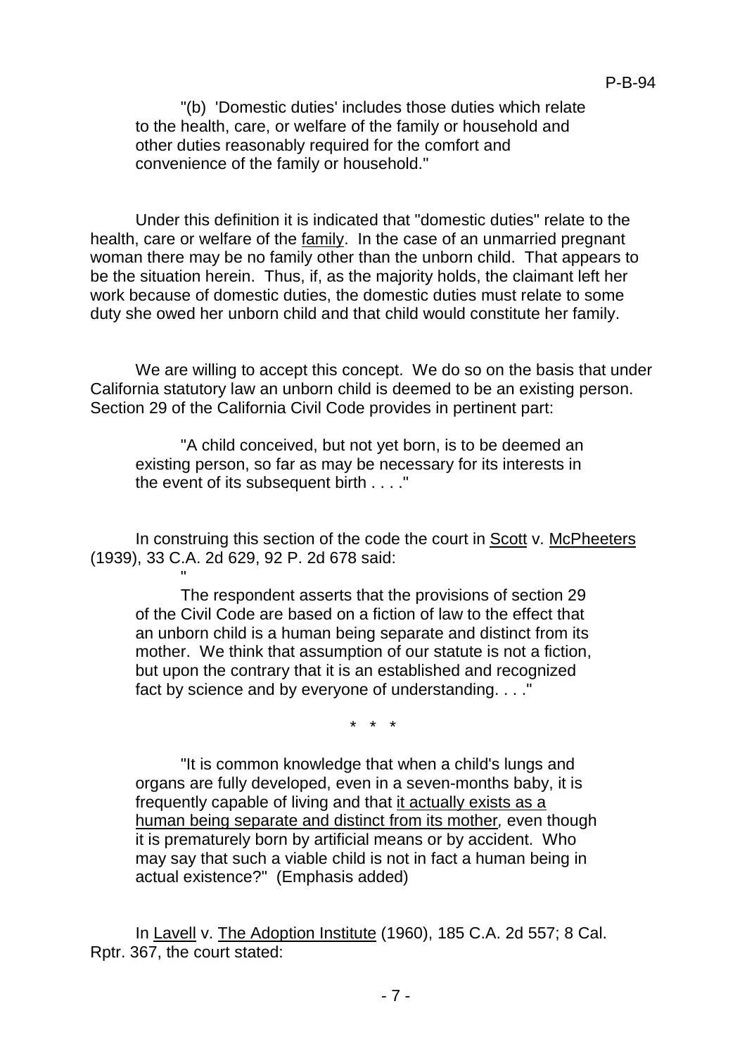> "(b) 'Domestic duties' includes those duties which relate to the health, care, or welfare of the family or household and other duties reasonably required for the comfort and convenience of the family or household."

Under this definition it is indicated that "domestic duties" relate to the health, care or welfare of the family. In the case of an unmarried pregnant woman there may be no family other than the unborn child. That appears to be the situation herein. Thus, if, as the majority holds, the claimant left her work because of domestic duties, the domestic duties must relate to some duty she owed her unborn child and that child would constitute her family.

We are willing to accept this concept. We do so on the basis that under California statutory law an unborn child is deemed to be an existing person. Section 29 of the California Civil Code provides in pertinent part:

> "A child conceived, but not yet born, is to be deemed an existing person, so far as may be necessary for its interests in the event of its subsequent birth . . . ."

In construing this section of the code the court in Scott v. McPheeters (1939), 33 C.A. 2d 629, 92 P. 2d 678 said:

> "The respondent asserts that the provisions of section 29 of the Civil Code are based on a fiction of law to the effect that an unborn child is a human being separate and distinct from its mother. We think that assumption of our statute is not a fiction, but upon the contrary that it is an established and recognized fact by science and by everyone of understanding. . . ."
>
> \* \* \*
>
> "It is common knowledge that when a child's lungs and organs are fully developed, even in a seven-months baby, it is frequently capable of living and that it actually exists as a human being separate and distinct from its mother, even though it is prematurely born by artificial means or by accident. Who may say that such a viable child is not in fact a human being in actual existence?" (Emphasis added)

In Lavell v. The Adoption Institute (1960), 185 C.A. 2d 557; 8 Cal. Rptr. 367, the court stated: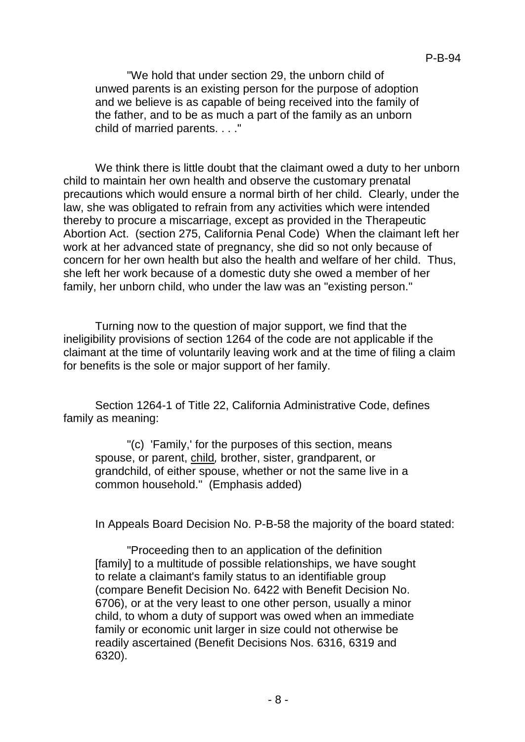> "We hold that under section 29, the unborn child of unwed parents is an existing person for the purpose of adoption and we believe is as capable of being received into the family of the father, and to be as much a part of the family as an unborn child of married parents. . . ."

We think there is little doubt that the claimant owed a duty to her unborn child to maintain her own health and observe the customary prenatal precautions which would ensure a normal birth of her child. Clearly, under the law, she was obligated to refrain from any activities which were intended thereby to procure a miscarriage, except as provided in the Therapeutic Abortion Act. (section 275, California Penal Code) When the claimant left her work at her advanced state of pregnancy, she did so not only because of concern for her own health but also the health and welfare of her child. Thus, she left her work because of a domestic duty she owed a member of her family, her unborn child, who under the law was an "existing person."

Turning now to the question of major support, we find that the ineligibility provisions of section 1264 of the code are not applicable if the claimant at the time of voluntarily leaving work and at the time of filing a claim for benefits is the sole or major support of her family.

Section 1264-1 of Title 22, California Administrative Code, defines family as meaning:

> "(c) 'Family,' for the purposes of this section, means spouse, or parent, <u>child</u>, brother, sister, grandparent, or grandchild, of either spouse, whether or not the same live in a common household." (Emphasis added)

In Appeals Board Decision No. P-B-58 the majority of the board stated:

> "Proceeding then to an application of the definition [family] to a multitude of possible relationships, we have sought to relate a claimant's family status to an identifiable group (compare Benefit Decision No. 6422 with Benefit Decision No. 6706), or at the very least to one other person, usually a minor child, to whom a duty of support was owed when an immediate family or economic unit larger in size could not otherwise be readily ascertained (Benefit Decisions Nos. 6316, 6319 and 6320).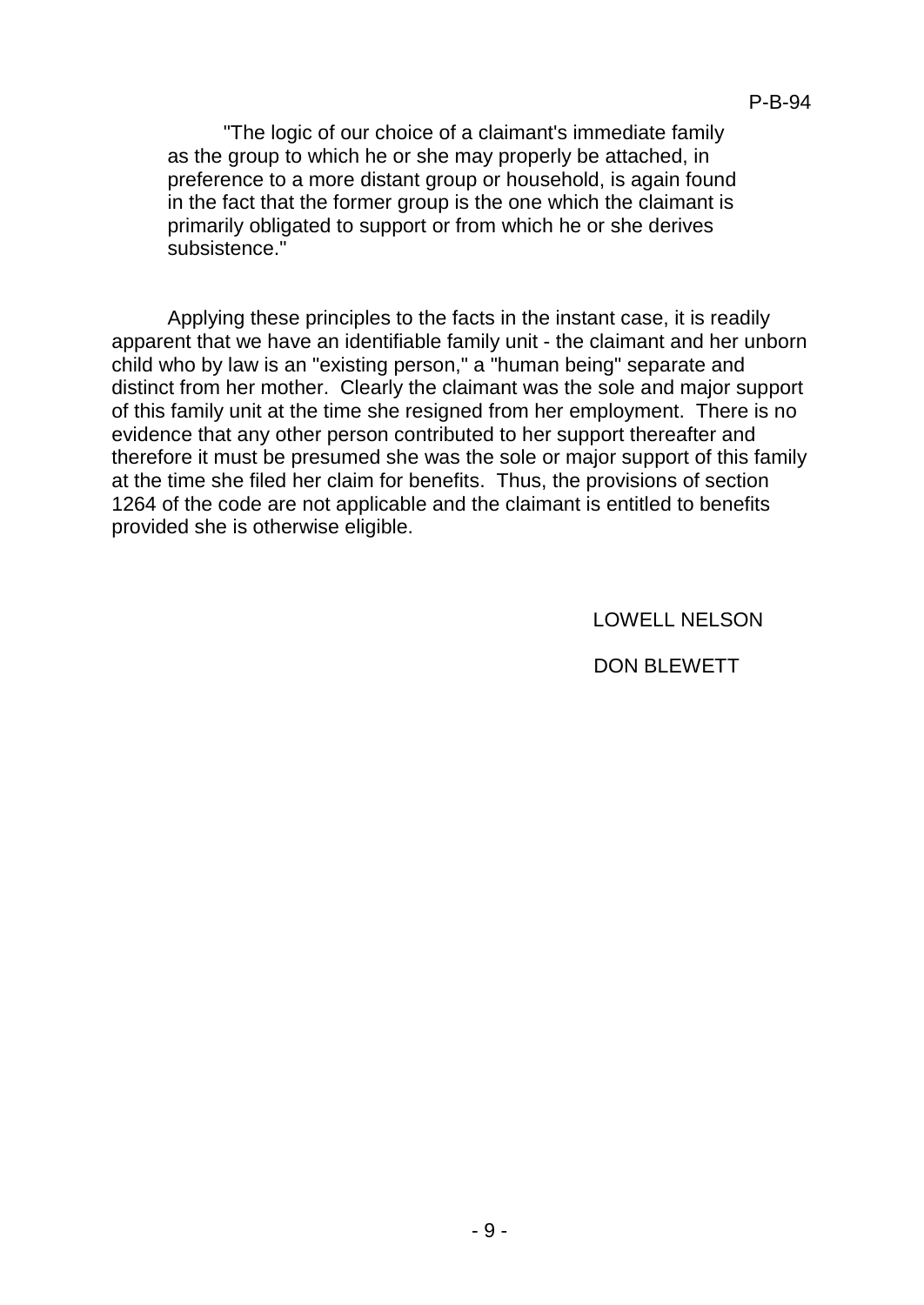> "The logic of our choice of a claimant's immediate family as the group to which he or she may properly be attached, in preference to a more distant group or household, is again found in the fact that the former group is the one which the claimant is primarily obligated to support or from which he or she derives subsistence."

Applying these principles to the facts in the instant case, it is readily apparent that we have an identifiable family unit - the claimant and her unborn child who by law is an "existing person," a "human being" separate and distinct from her mother. Clearly the claimant was the sole and major support of this family unit at the time she resigned from her employment. There is no evidence that any other person contributed to her support thereafter and therefore it must be presumed she was the sole or major support of this family at the time she filed her claim for benefits. Thus, the provisions of section 1264 of the code are not applicable and the claimant is entitled to benefits provided she is otherwise eligible.

LOWELL NELSON

DON BLEWETT